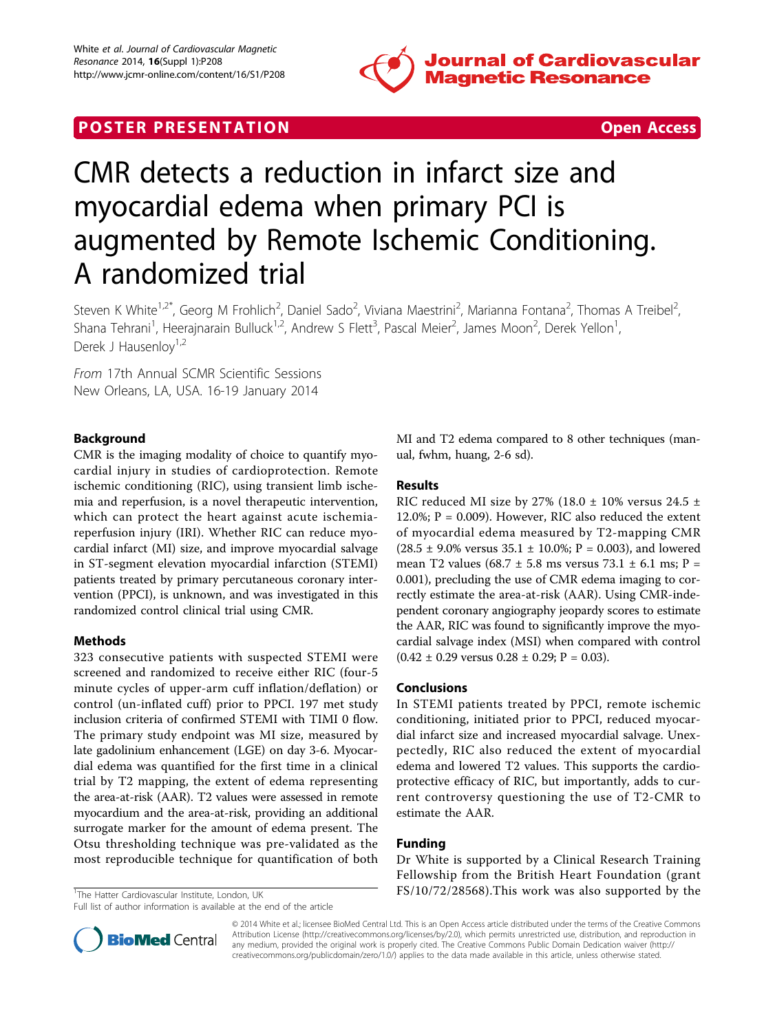POSTER PRESENTATION Open Access

# CMR detects a reduction in infarct size and myocardial edema when primary PCI is augmented by Remote Ischemic Conditioning. A randomized trial

Steven K White[1,2*], Georg M Frohlich[2], Daniel Sado[2], Viviana Maestrini[2], Marianna Fontana[2], Thomas A Treibel[2], Shana Tehrani[1], Heerajnarain Bulluck[1,2], Andrew S Flett[3], Pascal Meier[2], James Moon[2], Derek Yellon[1], Derek J Hausenloy[1,2]

*From* 17th Annual SCMR Scientific Sessions
New Orleans, LA, USA. 16-19 January 2014

## Background

CMR is the imaging modality of choice to quantify myocardial injury in studies of cardioprotection. Remote ischemic conditioning (RIC), using transient limb ischemia and reperfusion, is a novel therapeutic intervention, which can protect the heart against acute ischemia-reperfusion injury (IRI). Whether RIC can reduce myocardial infarct (MI) size, and improve myocardial salvage in ST-segment elevation myocardial infarction (STEMI) patients treated by primary percutaneous coronary intervention (PPCI), is unknown, and was investigated in this randomized control clinical trial using CMR.

## Methods

323 consecutive patients with suspected STEMI were screened and randomized to receive either RIC (four-5 minute cycles of upper-arm cuff inflation/deflation) or control (un-inflated cuff) prior to PPCI. 197 met study inclusion criteria of confirmed STEMI with TIMI 0 flow. The primary study endpoint was MI size, measured by late gadolinium enhancement (LGE) on day 3-6. Myocardial edema was quantified for the first time in a clinical trial by T2 mapping, the extent of edema representing the area-at-risk (AAR). T2 values were assessed in remote myocardium and the area-at-risk, providing an additional surrogate marker for the amount of edema present. The Otsu thresholding technique was pre-validated as the most reproducible technique for quantification of both MI and T2 edema compared to 8 other techniques (manual, fwhm, huang, 2-6 sd).

## Results

RIC reduced MI size by 27% (18.0 ± 10% versus 24.5 ± 12.0%; P = 0.009). However, RIC also reduced the extent of myocardial edema measured by T2-mapping CMR (28.5 ± 9.0% versus 35.1 ± 10.0%; P = 0.003), and lowered mean T2 values (68.7 ± 5.8 ms versus 73.1 ± 6.1 ms; P = 0.001), precluding the use of CMR edema imaging to correctly estimate the area-at-risk (AAR). Using CMR-independent coronary angiography jeopardy scores to estimate the AAR, RIC was found to significantly improve the myocardial salvage index (MSI) when compared with control (0.42 ± 0.29 versus 0.28 ± 0.29; P = 0.03).

## Conclusions

In STEMI patients treated by PPCI, remote ischemic conditioning, initiated prior to PPCI, reduced myocardial infarct size and increased myocardial salvage. Unexpectedly, RIC also reduced the extent of myocardial edema and lowered T2 values. This supports the cardioprotective efficacy of RIC, but importantly, adds to current controversy questioning the use of T2-CMR to estimate the AAR.

## Funding

Dr White is supported by a Clinical Research Training Fellowship from the British Heart Foundation (grant FS/10/72/28568).This work was also supported by the

[1]The Hatter Cardiovascular Institute, London, UK
Full list of author information is available at the end of the article

© 2014 White et al.; licensee BioMed Central Ltd. This is an Open Access article distributed under the terms of the Creative Commons Attribution License (http://creativecommons.org/licenses/by/2.0), which permits unrestricted use, distribution, and reproduction in any medium, provided the original work is properly cited. The Creative Commons Public Domain Dedication waiver (http://creativecommons.org/publicdomain/zero/1.0/) applies to the data made available in this article, unless otherwise stated.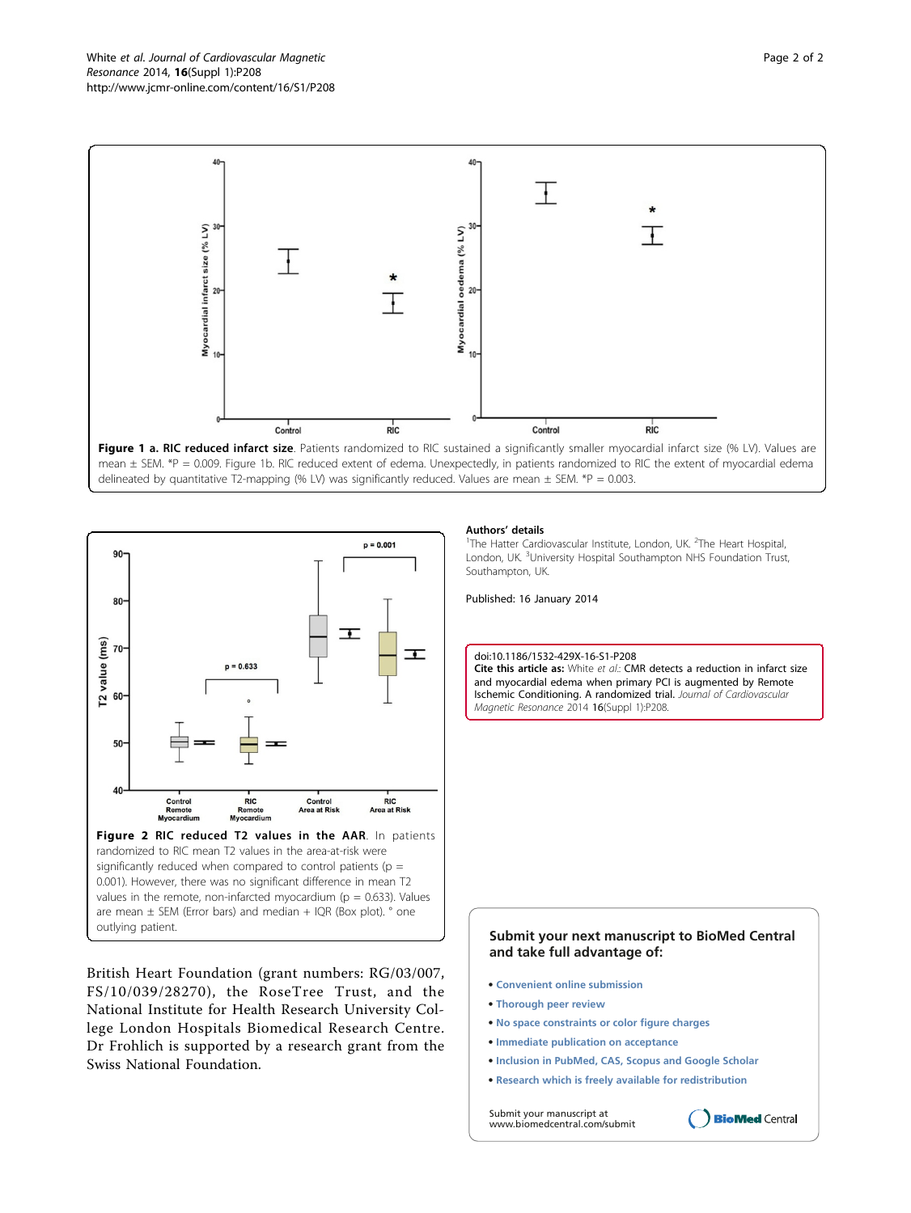Myocardial infarct size (% LV)

40
30
20
10
0

Control
RIC

*

Myocardial oedema (% LV)

40
30
20
10
0

Control
RIC

*

**Figure 1 a. RIC reduced infarct size**. Patients randomized to RIC sustained a significantly smaller myocardial infarct size (% LV). Values are mean ± SEM. *P = 0.009. Figure 1b. RIC reduced extent of edema. Unexpectedly, in patients randomized to RIC the extent of myocardial edema delineated by quantitative T2-mapping (% LV) was significantly reduced. Values are mean ± SEM. *P = 0.003.

T2 value (ms)

90
80
70
60
50
40

p = 0.001
p = 0.633

Control Remote Myocardium
RIC Remote Myocardium
Control Area at Risk
RIC Area at Risk

**Figure 2 RIC reduced T2 values in the AAR**. In patients randomized to RIC mean T2 values in the area-at-risk were significantly reduced when compared to control patients (p = 0.001). However, there was no significant difference in mean T2 values in the remote, non-infarcted myocardium (p = 0.633). Values are mean ± SEM (Error bars) and median + IQR (Box plot). ° one outlying patient.

British Heart Foundation (grant numbers: RG/03/007, FS/10/039/28270), the RoseTree Trust, and the National Institute for Health Research University College London Hospitals Biomedical Research Centre. Dr Frohlich is supported by a research grant from the Swiss National Foundation.

**Authors' details**

[1]The Hatter Cardiovascular Institute, London, UK. [2]The Heart Hospital, London, UK. [3]University Hospital Southampton NHS Foundation Trust, Southampton, UK.

Published: 16 January 2014

doi:10.1186/1532-429X-16-S1-P208

**Cite this article as:** White *et al.*: CMR detects a reduction in infarct size and myocardial edema when primary PCI is augmented by Remote Ischemic Conditioning. A randomized trial. *Journal of Cardiovascular Magnetic Resonance* 2014 **16**(Suppl 1):P208.

**Submit your next manuscript to BioMed Central and take full advantage of:**

- Convenient online submission
- Thorough peer review
- No space constraints or color figure charges
- Immediate publication on acceptance
- Inclusion in PubMed, CAS, Scopus and Google Scholar
- Research which is freely available for redistribution

Submit your manuscript at www.biomedcentral.com/submit

BioMed Central